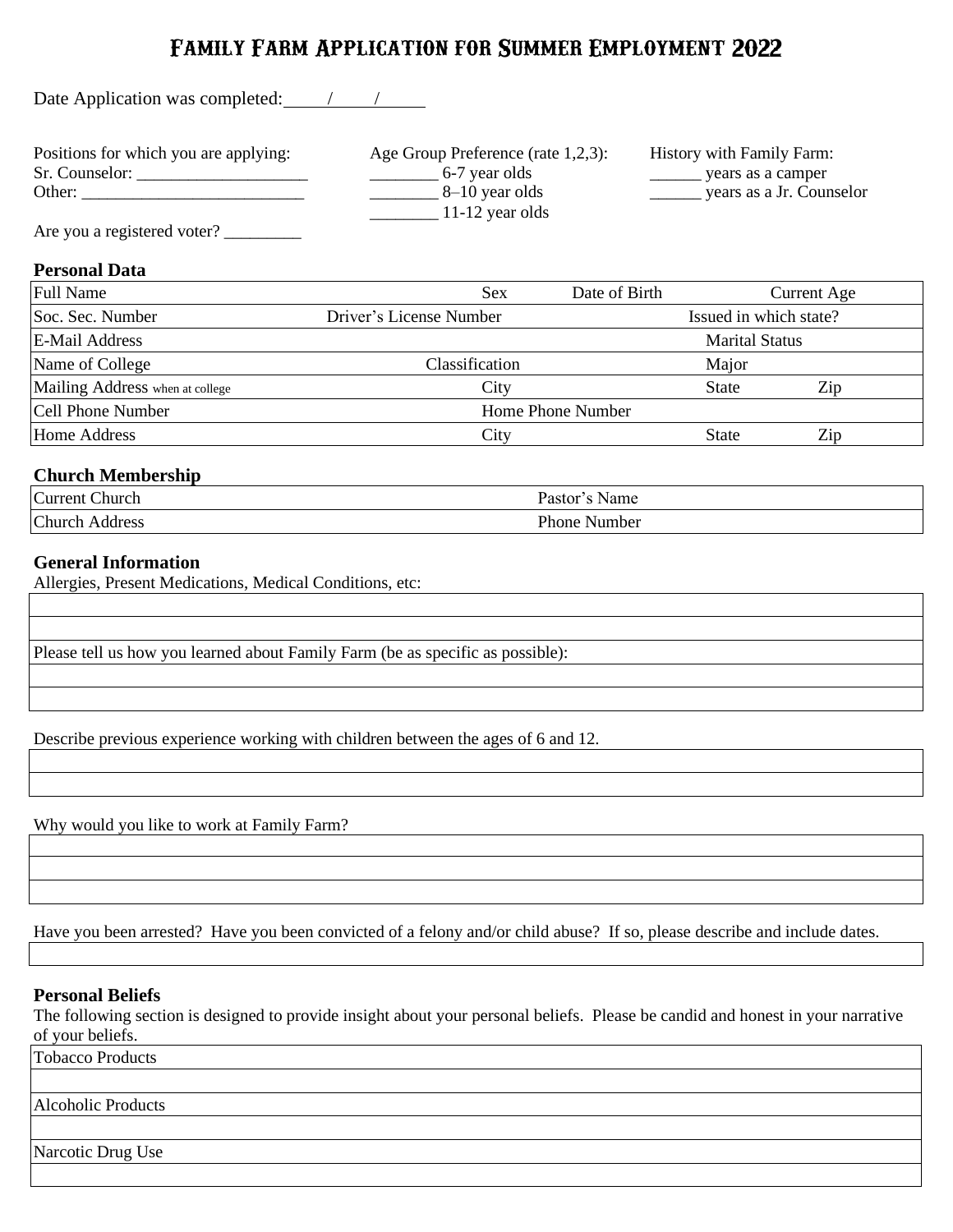# Family Farm Application for Summer Employment 2022

Date Application was completed: \_\_\_\_/\_\_\_\_/\_\_\_\_

Positions for which you are applying:
Sr. Counselor: ____________________
Other: __________________________

Are you a registered voter? _________

Age Group Preference (rate 1,2,3):
________ 6-7 year olds
________ 8–10 year olds
________ 11-12 year olds

History with Family Farm:
______ years as a camper
______ years as a Jr. Counselor

### Personal Data

| Full Name | | Sex | Date of Birth | Current Age |
|---|---|---|---|---|
| Soc. Sec. Number | Driver's License Number | | Issued in which state? | |
| E-Mail Address | | | Marital Status | |
| Name of College | Classification | | Major | |
| Mailing Address when at college | | City | State | Zip |
| Cell Phone Number | | Home Phone Number | | |
| Home Address | | City | State | Zip |

### Church Membership

| Current Church | Pastor's Name |
|---|---|
| Church Address | Phone Number |

### General Information

Allergies, Present Medications, Medical Conditions, etc:

| |
|---|
| |
| |
| Please tell us how you learned about Family Farm (be as specific as possible): |
| |
| |

Describe previous experience working with children between the ages of 6 and 12.

| |
|---|
| |
| |

Why would you like to work at Family Farm?

| |
|---|
| |
| |
| |

Have you been arrested? Have you been convicted of a felony and/or child abuse? If so, please describe and include dates.

| |
|---|
| |

### Personal Beliefs

The following section is designed to provide insight about your personal beliefs. Please be candid and honest in your narrative of your beliefs.

| Tobacco Products |
|---|
| |
| Alcoholic Products |
| |
| Narcotic Drug Use |
| |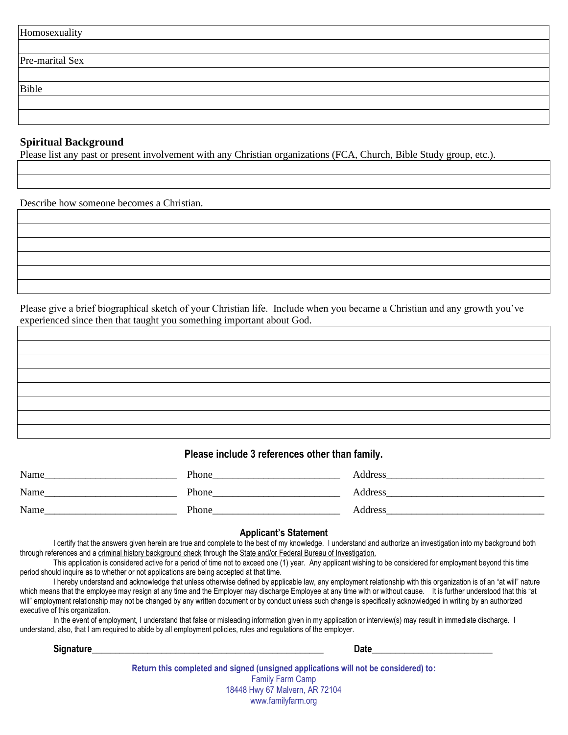| |
|---|
| Homosexuality |
| |
| Pre-marital Sex |
| |
| Bible |
| |
| |

## Spiritual Background

Please list any past or present involvement with any Christian organizations (FCA, Church, Bible Study group, etc.).

| |
|---|
| |
| |

Describe how someone becomes a Christian.

| |
|---|
| |
| |
| |
| |
| |
| |

Please give a brief biographical sketch of your Christian life. Include when you became a Christian and any growth you've experienced since then that taught you something important about God.

| |
|---|
| |
| |
| |
| |
| |
| |
| |
| |

### Please include 3 references other than family.

Name__________________________ Phone_________________________ Address_______________________________

Name__________________________ Phone_________________________ Address_______________________________

Name__________________________ Phone_________________________ Address_______________________________

### Applicant's Statement

I certify that the answers given herein are true and complete to the best of my knowledge. I understand and authorize an investigation into my background both through references and a criminal history background check through the State and/or Federal Bureau of Investigation.

This application is considered active for a period of time not to exceed one (1) year. Any applicant wishing to be considered for employment beyond this time period should inquire as to whether or not applications are being accepted at that time.

I hereby understand and acknowledge that unless otherwise defined by applicable law, any employment relationship with this organization is of an "at will" nature which means that the employee may resign at any time and the Employer may discharge Employee at any time with or without cause. It is further understood that this "at will" employment relationship may not be changed by any written document or by conduct unless such change is specifically acknowledged in writing by an authorized executive of this organization.

In the event of employment, I understand that false or misleading information given in my application or interview(s) may result in immediate discharge. I understand, also, that I am required to abide by all employment policies, rules and regulations of the employer.

**Signature**____________________________________________________ **Date**_________________________

**Return this completed and signed (unsigned applications will not be considered) to:**

Family Farm Camp
18448 Hwy 67 Malvern, AR 72104
www.familyfarm.org